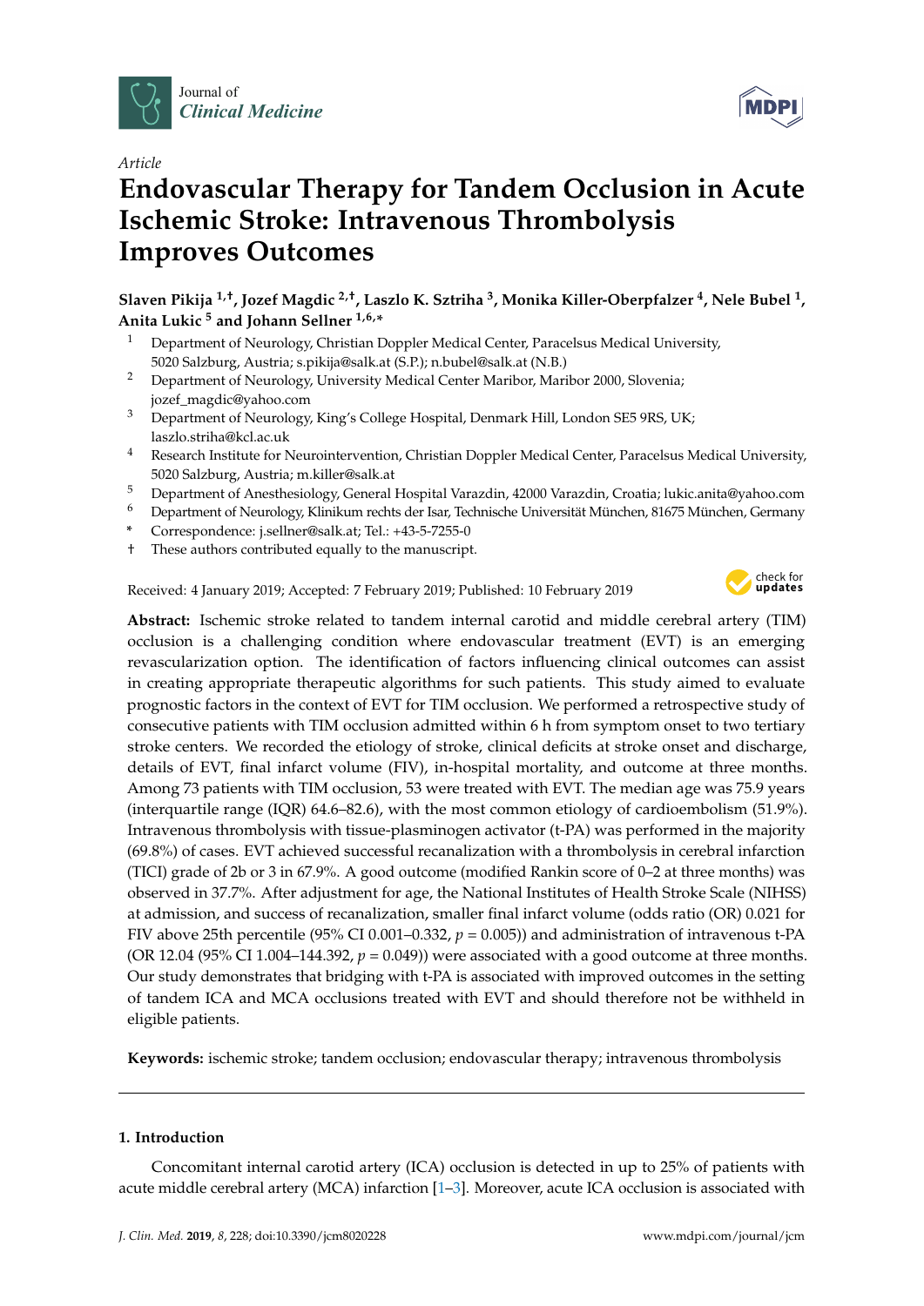Journal of *Clinical Medicine*

*Article*

# Endovascular Therapy for Tandem Occlusion in Acute Ischemic Stroke: Intravenous Thrombolysis Improves Outcomes

**Slaven Pikija [1,†], Jozef Magdic [2,†], Laszlo K. Sztriha [3], Monika Killer-Oberpfalzer [4], Nele Bubel [1], Anita Lukic [5] and Johann Sellner [1,6,*]**

1. Department of Neurology, Christian Doppler Medical Center, Paracelsus Medical University, 5020 Salzburg, Austria; s.pikija@salk.at (S.P.); n.bubel@salk.at (N.B.)
2. Department of Neurology, University Medical Center Maribor, Maribor 2000, Slovenia; jozef_magdic@yahoo.com
3. Department of Neurology, King's College Hospital, Denmark Hill, London SE5 9RS, UK; laszlo.striha@kcl.ac.uk
4. Research Institute for Neurointervention, Christian Doppler Medical Center, Paracelsus Medical University, 5020 Salzburg, Austria; m.killer@salk.at
5. Department of Anesthesiology, General Hospital Varazdin, 42000 Varazdin, Croatia; lukic.anita@yahoo.com
6. Department of Neurology, Klinikum rechts der Isar, Technische Universität München, 81675 München, Germany

\* Correspondence: j.sellner@salk.at; Tel.: +43-5-7255-0

† These authors contributed equally to the manuscript.

Received: 4 January 2019; Accepted: 7 February 2019; Published: 10 February 2019

**Abstract:** Ischemic stroke related to tandem internal carotid and middle cerebral artery (TIM) occlusion is a challenging condition where endovascular treatment (EVT) is an emerging revascularization option. The identification of factors influencing clinical outcomes can assist in creating appropriate therapeutic algorithms for such patients. This study aimed to evaluate prognostic factors in the context of EVT for TIM occlusion. We performed a retrospective study of consecutive patients with TIM occlusion admitted within 6 h from symptom onset to two tertiary stroke centers. We recorded the etiology of stroke, clinical deficits at stroke onset and discharge, details of EVT, final infarct volume (FIV), in-hospital mortality, and outcome at three months. Among 73 patients with TIM occlusion, 53 were treated with EVT. The median age was 75.9 years (interquartile range (IQR) 64.6–82.6), with the most common etiology of cardioembolism (51.9%). Intravenous thrombolysis with tissue-plasminogen activator (t-PA) was performed in the majority (69.8%) of cases. EVT achieved successful recanalization with a thrombolysis in cerebral infarction (TICI) grade of 2b or 3 in 67.9%. A good outcome (modified Rankin score of 0–2 at three months) was observed in 37.7%. After adjustment for age, the National Institutes of Health Stroke Scale (NIHSS) at admission, and success of recanalization, smaller final infarct volume (odds ratio (OR) 0.021 for FIV above 25th percentile (95% CI 0.001–0.332, $p = 0.005$)) and administration of intravenous t-PA (OR 12.04 (95% CI 1.004–144.392, $p = 0.049$)) were associated with a good outcome at three months. Our study demonstrates that bridging with t-PA is associated with improved outcomes in the setting of tandem ICA and MCA occlusions treated with EVT and should therefore not be withheld in eligible patients.

**Keywords:** ischemic stroke; tandem occlusion; endovascular therapy; intravenous thrombolysis

## 1. Introduction

Concomitant internal carotid artery (ICA) occlusion is detected in up to 25% of patients with acute middle cerebral artery (MCA) infarction [1–3]. Moreover, acute ICA occlusion is associated with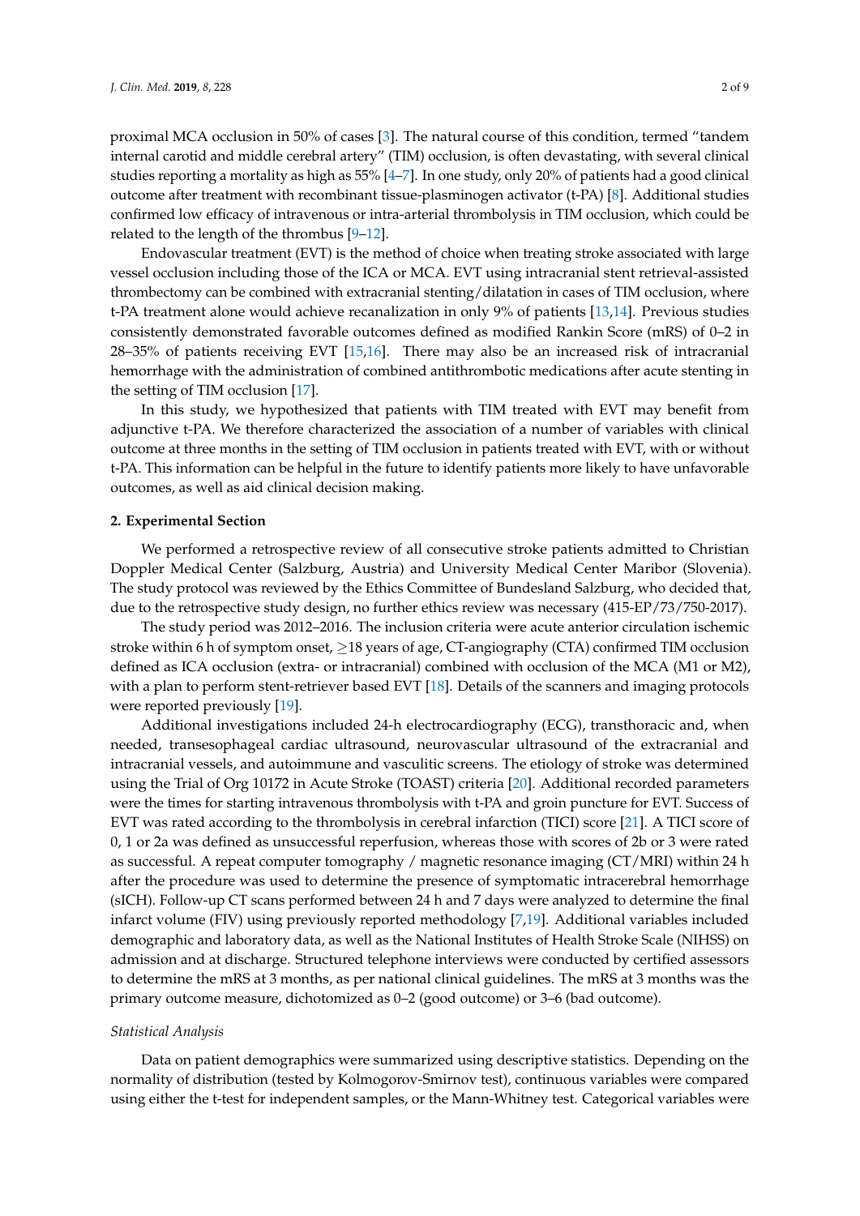proximal MCA occlusion in 50% of cases [3]. The natural course of this condition, termed "tandem internal carotid and middle cerebral artery" (TIM) occlusion, is often devastating, with several clinical studies reporting a mortality as high as 55% [4–7]. In one study, only 20% of patients had a good clinical outcome after treatment with recombinant tissue-plasminogen activator (t-PA) [8]. Additional studies confirmed low efficacy of intravenous or intra-arterial thrombolysis in TIM occlusion, which could be related to the length of the thrombus [9–12].

Endovascular treatment (EVT) is the method of choice when treating stroke associated with large vessel occlusion including those of the ICA or MCA. EVT using intracranial stent retrieval-assisted thrombectomy can be combined with extracranial stenting/dilatation in cases of TIM occlusion, where t-PA treatment alone would achieve recanalization in only 9% of patients [13,14]. Previous studies consistently demonstrated favorable outcomes defined as modified Rankin Score (mRS) of 0–2 in 28–35% of patients receiving EVT [15,16]. There may also be an increased risk of intracranial hemorrhage with the administration of combined antithrombotic medications after acute stenting in the setting of TIM occlusion [17].

In this study, we hypothesized that patients with TIM treated with EVT may benefit from adjunctive t-PA. We therefore characterized the association of a number of variables with clinical outcome at three months in the setting of TIM occlusion in patients treated with EVT, with or without t-PA. This information can be helpful in the future to identify patients more likely to have unfavorable outcomes, as well as aid clinical decision making.

## 2. Experimental Section

We performed a retrospective review of all consecutive stroke patients admitted to Christian Doppler Medical Center (Salzburg, Austria) and University Medical Center Maribor (Slovenia). The study protocol was reviewed by the Ethics Committee of Bundesland Salzburg, who decided that, due to the retrospective study design, no further ethics review was necessary (415-EP/73/750-2017).

The study period was 2012–2016. The inclusion criteria were acute anterior circulation ischemic stroke within 6 h of symptom onset, $\geq$18 years of age, CT-angiography (CTA) confirmed TIM occlusion defined as ICA occlusion (extra- or intracranial) combined with occlusion of the MCA (M1 or M2), with a plan to perform stent-retriever based EVT [18]. Details of the scanners and imaging protocols were reported previously [19].

Additional investigations included 24-h electrocardiography (ECG), transthoracic and, when needed, transesophageal cardiac ultrasound, neurovascular ultrasound of the extracranial and intracranial vessels, and autoimmune and vasculitic screens. The etiology of stroke was determined using the Trial of Org 10172 in Acute Stroke (TOAST) criteria [20]. Additional recorded parameters were the times for starting intravenous thrombolysis with t-PA and groin puncture for EVT. Success of EVT was rated according to the thrombolysis in cerebral infarction (TICI) score [21]. A TICI score of 0, 1 or 2a was defined as unsuccessful reperfusion, whereas those with scores of 2b or 3 were rated as successful. A repeat computer tomography / magnetic resonance imaging (CT/MRI) within 24 h after the procedure was used to determine the presence of symptomatic intracerebral hemorrhage (sICH). Follow-up CT scans performed between 24 h and 7 days were analyzed to determine the final infarct volume (FIV) using previously reported methodology [7,19]. Additional variables included demographic and laboratory data, as well as the National Institutes of Health Stroke Scale (NIHSS) on admission and at discharge. Structured telephone interviews were conducted by certified assessors to determine the mRS at 3 months, as per national clinical guidelines. The mRS at 3 months was the primary outcome measure, dichotomized as 0–2 (good outcome) or 3–6 (bad outcome).

### *Statistical Analysis*

Data on patient demographics were summarized using descriptive statistics. Depending on the normality of distribution (tested by Kolmogorov-Smirnov test), continuous variables were compared using either the t-test for independent samples, or the Mann-Whitney test. Categorical variables were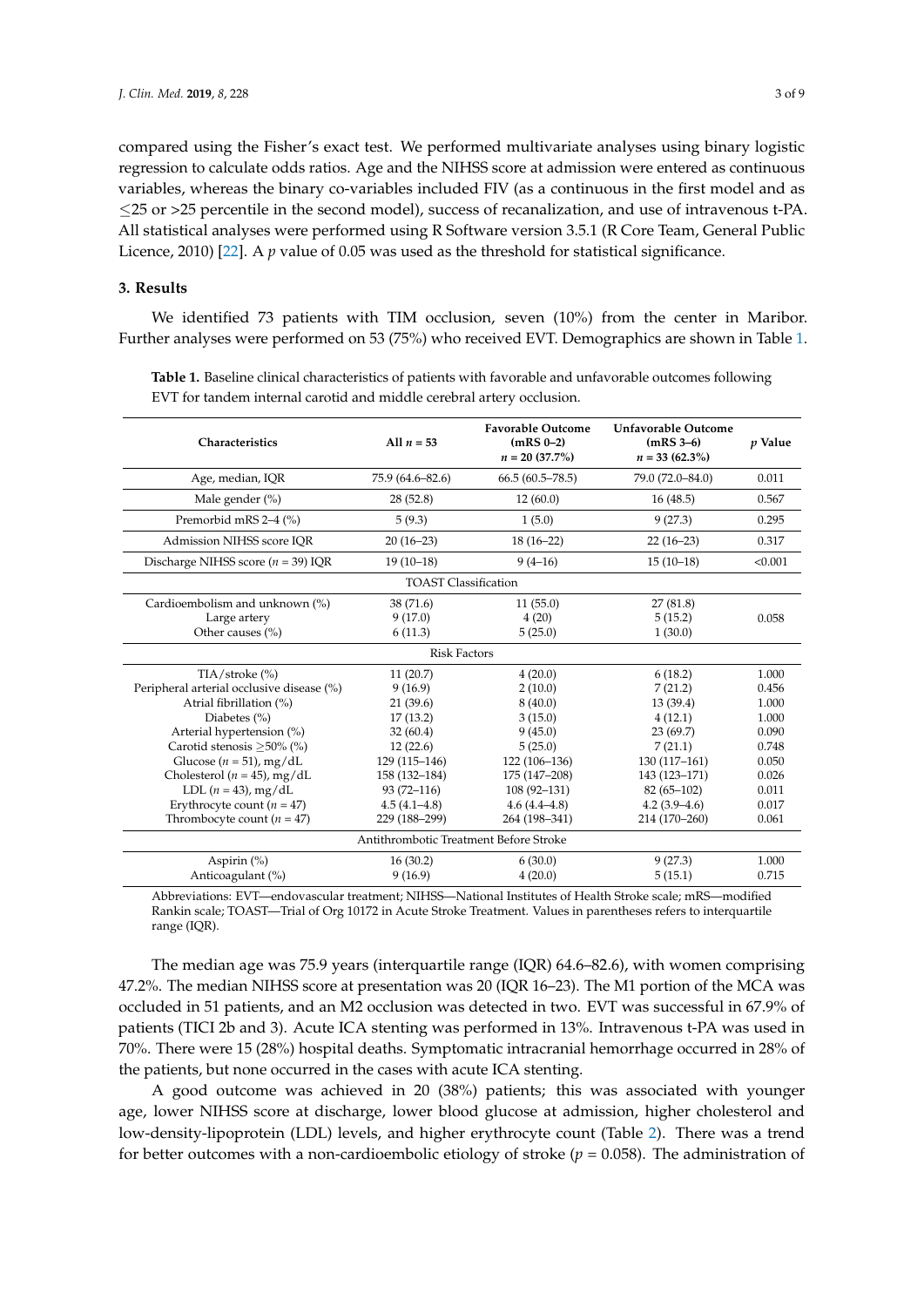compared using the Fisher's exact test. We performed multivariate analyses using binary logistic regression to calculate odds ratios. Age and the NIHSS score at admission were entered as continuous variables, whereas the binary co-variables included FIV (as a continuous in the first model and as ≤25 or >25 percentile in the second model), success of recanalization, and use of intravenous t-PA. All statistical analyses were performed using R Software version 3.5.1 (R Core Team, General Public Licence, 2010) [22]. A *p* value of 0.05 was used as the threshold for statistical significance.

## 3. Results

We identified 73 patients with TIM occlusion, seven (10%) from the center in Maribor. Further analyses were performed on 53 (75%) who received EVT. Demographics are shown in Table 1.

**Table 1.** Baseline clinical characteristics of patients with favorable and unfavorable outcomes following EVT for tandem internal carotid and middle cerebral artery occlusion.

| Characteristics | All $n = 53$ | Favorable Outcome (mRS 0–2) $n = 20$ (37.7%) | Unfavorable Outcome (mRS 3–6) $n = 33$ (62.3%) | *p* Value |
|---|---|---|---|---|
| Age, median, IQR | 75.9 (64.6–82.6) | 66.5 (60.5–78.5) | 79.0 (72.0–84.0) | 0.011 |
| Male gender (%) | 28 (52.8) | 12 (60.0) | 16 (48.5) | 0.567 |
| Premorbid mRS 2–4 (%) | 5 (9.3) | 1 (5.0) | 9 (27.3) | 0.295 |
| Admission NIHSS score IQR | 20 (16–23) | 18 (16–22) | 22 (16–23) | 0.317 |
| Discharge NIHSS score ($n = 39$) IQR | 19 (10–18) | 9 (4–16) | 15 (10–18) | <0.001 |
| **TOAST Classification** | | | | |
| Cardioembolism and unknown (%) | 38 (71.6) | 11 (55.0) | 27 (81.8) | 0.058 |
| Large artery | 9 (17.0) | 4 (20) | 5 (15.2) | |
| Other causes (%) | 6 (11.3) | 5 (25.0) | 1 (30.0) | |
| **Risk Factors** | | | | |
| TIA/stroke (%) | 11 (20.7) | 4 (20.0) | 6 (18.2) | 1.000 |
| Peripheral arterial occlusive disease (%) | 9 (16.9) | 2 (10.0) | 7 (21.2) | 0.456 |
| Atrial fibrillation (%) | 21 (39.6) | 8 (40.0) | 13 (39.4) | 1.000 |
| Diabetes (%) | 17 (13.2) | 3 (15.0) | 4 (12.1) | 1.000 |
| Arterial hypertension (%) | 32 (60.4) | 9 (45.0) | 23 (69.7) | 0.090 |
| Carotid stenosis ≥50% (%) | 12 (22.6) | 5 (25.0) | 7 (21.1) | 0.748 |
| Glucose ($n = 51$), mg/dL | 129 (115–146) | 122 (106–136) | 130 (117–161) | 0.050 |
| Cholesterol ($n = 45$), mg/dL | 158 (132–184) | 175 (147–208) | 143 (123–171) | 0.026 |
| LDL ($n = 43$), mg/dL | 93 (72–116) | 108 (92–131) | 82 (65–102) | 0.011 |
| Erythrocyte count ($n = 47$) | 4.5 (4.1–4.8) | 4.6 (4.4–4.8) | 4.2 (3.9–4.6) | 0.017 |
| Thrombocyte count ($n = 47$) | 229 (188–299) | 264 (198–341) | 214 (170–260) | 0.061 |
| **Antithrombotic Treatment Before Stroke** | | | | |
| Aspirin (%) | 16 (30.2) | 6 (30.0) | 9 (27.3) | 1.000 |
| Anticoagulant (%) | 9 (16.9) | 4 (20.0) | 5 (15.1) | 0.715 |

Abbreviations: EVT—endovascular treatment; NIHSS—National Institutes of Health Stroke scale; mRS—modified Rankin scale; TOAST—Trial of Org 10172 in Acute Stroke Treatment. Values in parentheses refers to interquartile range (IQR).

The median age was 75.9 years (interquartile range (IQR) 64.6–82.6), with women comprising 47.2%. The median NIHSS score at presentation was 20 (IQR 16–23). The M1 portion of the MCA was occluded in 51 patients, and an M2 occlusion was detected in two. EVT was successful in 67.9% of patients (TICI 2b and 3). Acute ICA stenting was performed in 13%. Intravenous t-PA was used in 70%. There were 15 (28%) hospital deaths. Symptomatic intracranial hemorrhage occurred in 28% of the patients, but none occurred in the cases with acute ICA stenting.

A good outcome was achieved in 20 (38%) patients; this was associated with younger age, lower NIHSS score at discharge, lower blood glucose at admission, higher cholesterol and low-density-lipoprotein (LDL) levels, and higher erythrocyte count (Table 2). There was a trend for better outcomes with a non-cardioembolic etiology of stroke ($p = 0.058$). The administration of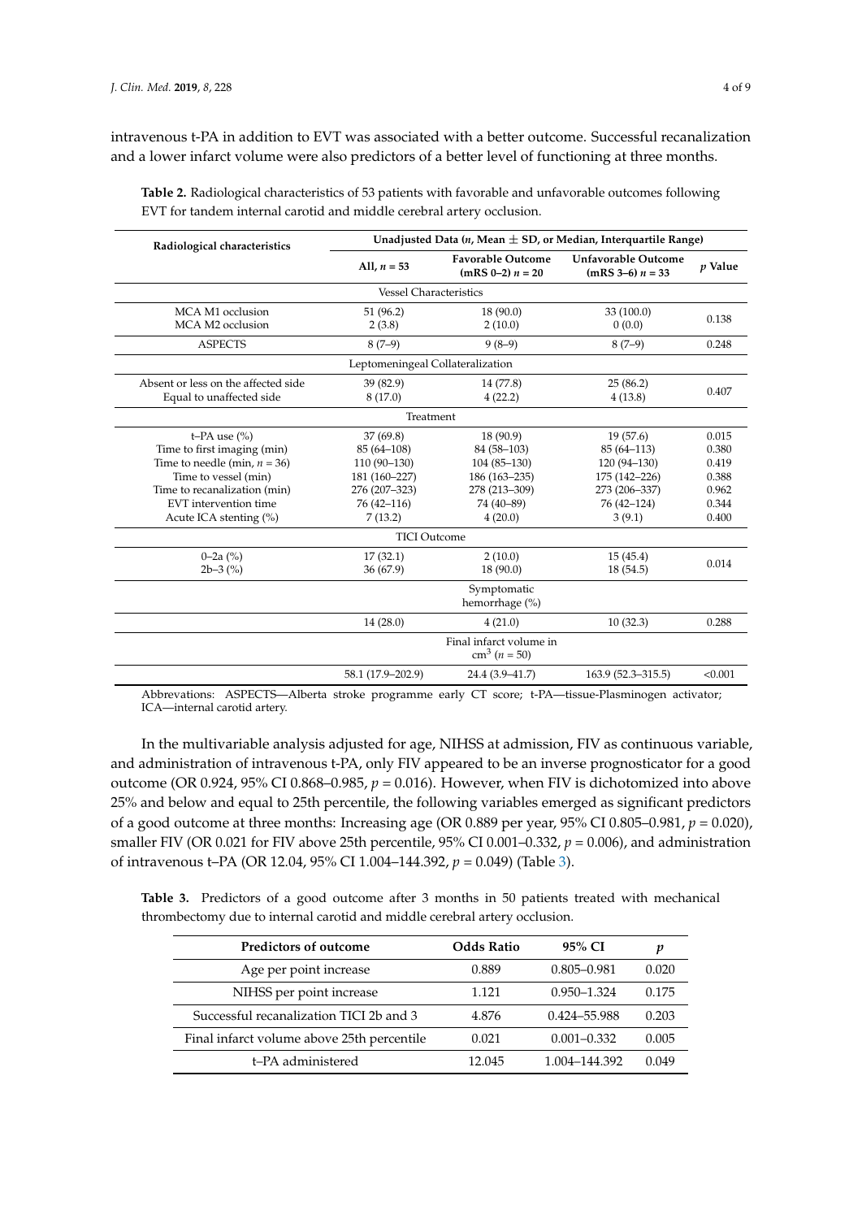intravenous t-PA in addition to EVT was associated with a better outcome. Successful recanalization and a lower infarct volume were also predictors of a better level of functioning at three months.

**Table 2.** Radiological characteristics of 53 patients with favorable and unfavorable outcomes following EVT for tandem internal carotid and middle cerebral artery occlusion.

| Radiological characteristics | Unadjusted Data (*n*, Mean ± SD, or Median, Interquartile Range) | | | |
|---|---|---|---|---|
| | All, *n* = 53 | Favorable Outcome (mRS 0–2) *n* = 20 | Unfavorable Outcome (mRS 3–6) *n* = 33 | *p* Value |
| | Vessel Characteristics | | | |
| MCA M1 occlusion<br>MCA M2 occlusion | 51 (96.2)<br>2 (3.8) | 18 (90.0)<br>2 (10.0) | 33 (100.0)<br>0 (0.0) | 0.138 |
| ASPECTS | 8 (7–9) | 9 (8–9) | 8 (7–9) | 0.248 |
| | Leptomeningeal Collateralization | | | |
| Absent or less on the affected side<br>Equal to unaffected side | 39 (82.9)<br>8 (17.0) | 14 (77.8)<br>4 (22.2) | 25 (86.2)<br>4 (13.8) | 0.407 |
| | Treatment | | | |
| t–PA use (%) | 37 (69.8) | 18 (90.9) | 19 (57.6) | 0.015 |
| Time to first imaging (min) | 85 (64–108) | 84 (58–103) | 85 (64–113) | 0.380 |
| Time to needle (min, *n* = 36) | 110 (90–130) | 104 (85–130) | 120 (94–130) | 0.419 |
| Time to vessel (min) | 181 (160–227) | 186 (163–235) | 175 (142–226) | 0.388 |
| Time to recanalization (min) | 276 (207–323) | 278 (213–309) | 273 (206–337) | 0.962 |
| EVT intervention time | 76 (42–116) | 74 (40–89) | 76 (42–124) | 0.344 |
| Acute ICA stenting (%) | 7 (13.2) | 4 (20.0) | 3 (9.1) | 0.400 |
| | TICI Outcome | | | |
| 0–2a (%)<br>2b–3 (%) | 17 (32.1)<br>36 (67.9) | 2 (10.0)<br>18 (90.0) | 15 (45.4)<br>18 (54.5) | 0.014 |
| | | Symptomatic hemorrhage (%) | | |
| | 14 (28.0) | 4 (21.0) | 10 (32.3) | 0.288 |
| | | Final infarct volume in $cm^3$ (*n* = 50) | | |
| | 58.1 (17.9–202.9) | 24.4 (3.9–41.7) | 163.9 (52.3–315.5) | <0.001 |

Abbrevations: ASPECTS—Alberta stroke programme early CT score; t-PA—tissue-Plasminogen activator; ICA—internal carotid artery.

In the multivariable analysis adjusted for age, NIHSS at admission, FIV as continuous variable, and administration of intravenous t-PA, only FIV appeared to be an inverse prognosticator for a good outcome (OR 0.924, 95% CI 0.868–0.985, $p = 0.016$). However, when FIV is dichotomized into above 25% and below and equal to 25th percentile, the following variables emerged as significant predictors of a good outcome at three months: Increasing age (OR 0.889 per year, 95% CI 0.805–0.981, $p = 0.020$), smaller FIV (OR 0.021 for FIV above 25th percentile, 95% CI 0.001–0.332, $p = 0.006$), and administration of intravenous t–PA (OR 12.04, 95% CI 1.004–144.392, $p = 0.049$) (Table 3).

**Table 3.** Predictors of a good outcome after 3 months in 50 patients treated with mechanical thrombectomy due to internal carotid and middle cerebral artery occlusion.

| Predictors of outcome | Odds Ratio | 95% CI | *p* |
|---|---|---|---|
| Age per point increase | 0.889 | 0.805–0.981 | 0.020 |
| NIHSS per point increase | 1.121 | 0.950–1.324 | 0.175 |
| Successful recanalization TICI 2b and 3 | 4.876 | 0.424–55.988 | 0.203 |
| Final infarct volume above 25th percentile | 0.021 | 0.001–0.332 | 0.005 |
| t–PA administered | 12.045 | 1.004–144.392 | 0.049 |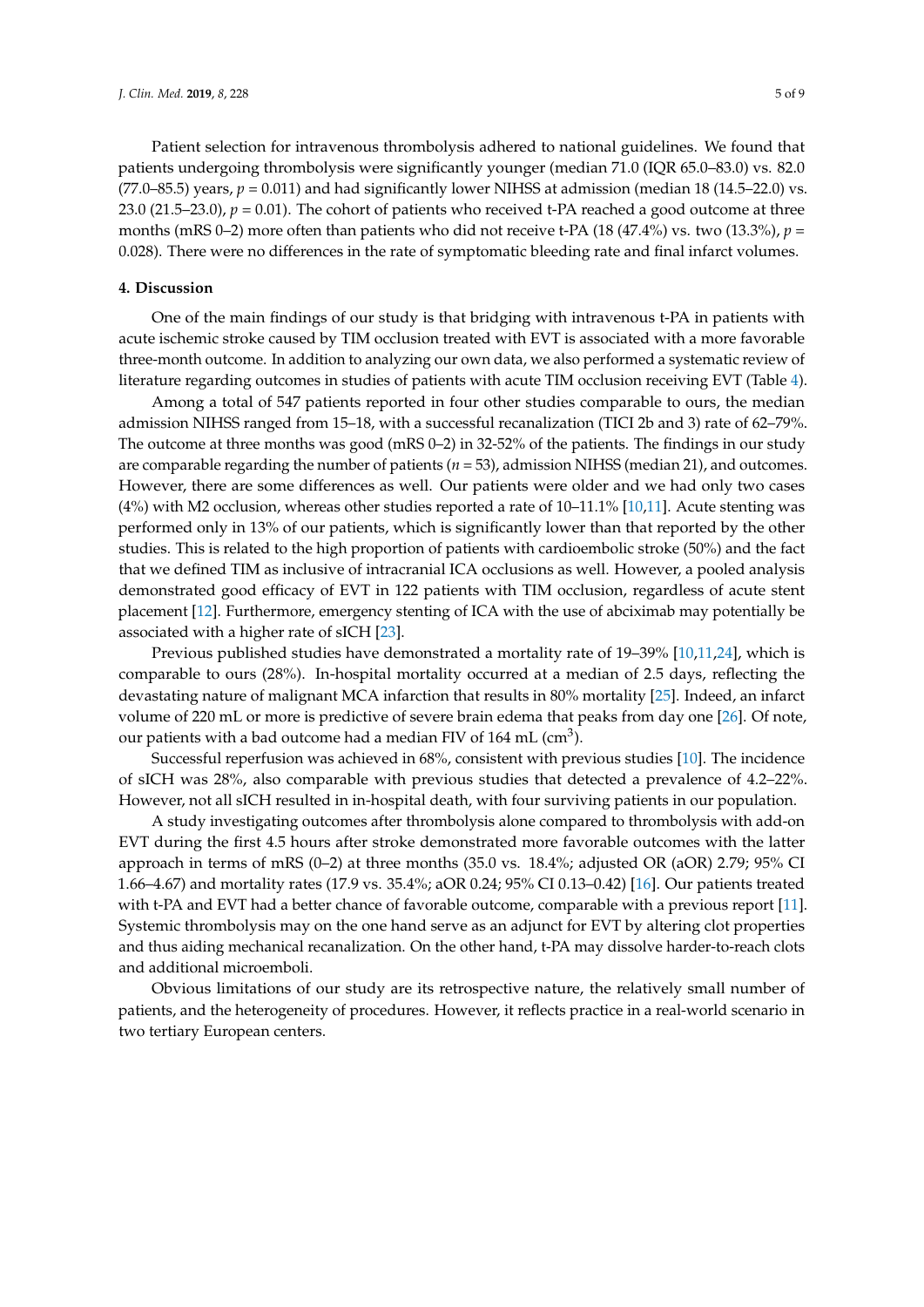Patient selection for intravenous thrombolysis adhered to national guidelines. We found that patients undergoing thrombolysis were significantly younger (median 71.0 (IQR 65.0–83.0) vs. 82.0 (77.0–85.5) years, $p = 0.011$) and had significantly lower NIHSS at admission (median 18 (14.5–22.0) vs. 23.0 (21.5–23.0), $p = 0.01$). The cohort of patients who received t-PA reached a good outcome at three months (mRS 0–2) more often than patients who did not receive t-PA (18 (47.4%) vs. two (13.3%), $p = 0.028$). There were no differences in the rate of symptomatic bleeding rate and final infarct volumes.

## 4. Discussion

One of the main findings of our study is that bridging with intravenous t-PA in patients with acute ischemic stroke caused by TIM occlusion treated with EVT is associated with a more favorable three-month outcome. In addition to analyzing our own data, we also performed a systematic review of literature regarding outcomes in studies of patients with acute TIM occlusion receiving EVT (Table 4).

Among a total of 547 patients reported in four other studies comparable to ours, the median admission NIHSS ranged from 15–18, with a successful recanalization (TICI 2b and 3) rate of 62–79%. The outcome at three months was good (mRS 0–2) in 32-52% of the patients. The findings in our study are comparable regarding the number of patients ($n = 53$), admission NIHSS (median 21), and outcomes. However, there are some differences as well. Our patients were older and we had only two cases (4%) with M2 occlusion, whereas other studies reported a rate of 10–11.1% [10,11]. Acute stenting was performed only in 13% of our patients, which is significantly lower than that reported by the other studies. This is related to the high proportion of patients with cardioembolic stroke (50%) and the fact that we defined TIM as inclusive of intracranial ICA occlusions as well. However, a pooled analysis demonstrated good efficacy of EVT in 122 patients with TIM occlusion, regardless of acute stent placement [12]. Furthermore, emergency stenting of ICA with the use of abciximab may potentially be associated with a higher rate of sICH [23].

Previous published studies have demonstrated a mortality rate of 19–39% [10,11,24], which is comparable to ours (28%). In-hospital mortality occurred at a median of 2.5 days, reflecting the devastating nature of malignant MCA infarction that results in 80% mortality [25]. Indeed, an infarct volume of 220 mL or more is predictive of severe brain edema that peaks from day one [26]. Of note, our patients with a bad outcome had a median FIV of 164 mL ($cm^3$).

Successful reperfusion was achieved in 68%, consistent with previous studies [10]. The incidence of sICH was 28%, also comparable with previous studies that detected a prevalence of 4.2–22%. However, not all sICH resulted in in-hospital death, with four surviving patients in our population.

A study investigating outcomes after thrombolysis alone compared to thrombolysis with add-on EVT during the first 4.5 hours after stroke demonstrated more favorable outcomes with the latter approach in terms of mRS (0–2) at three months (35.0 vs. 18.4%; adjusted OR (aOR) 2.79; 95% CI 1.66–4.67) and mortality rates (17.9 vs. 35.4%; aOR 0.24; 95% CI 0.13–0.42) [16]. Our patients treated with t-PA and EVT had a better chance of favorable outcome, comparable with a previous report [11]. Systemic thrombolysis may on the one hand serve as an adjunct for EVT by altering clot properties and thus aiding mechanical recanalization. On the other hand, t-PA may dissolve harder-to-reach clots and additional microemboli.

Obvious limitations of our study are its retrospective nature, the relatively small number of patients, and the heterogeneity of procedures. However, it reflects practice in a real-world scenario in two tertiary European centers.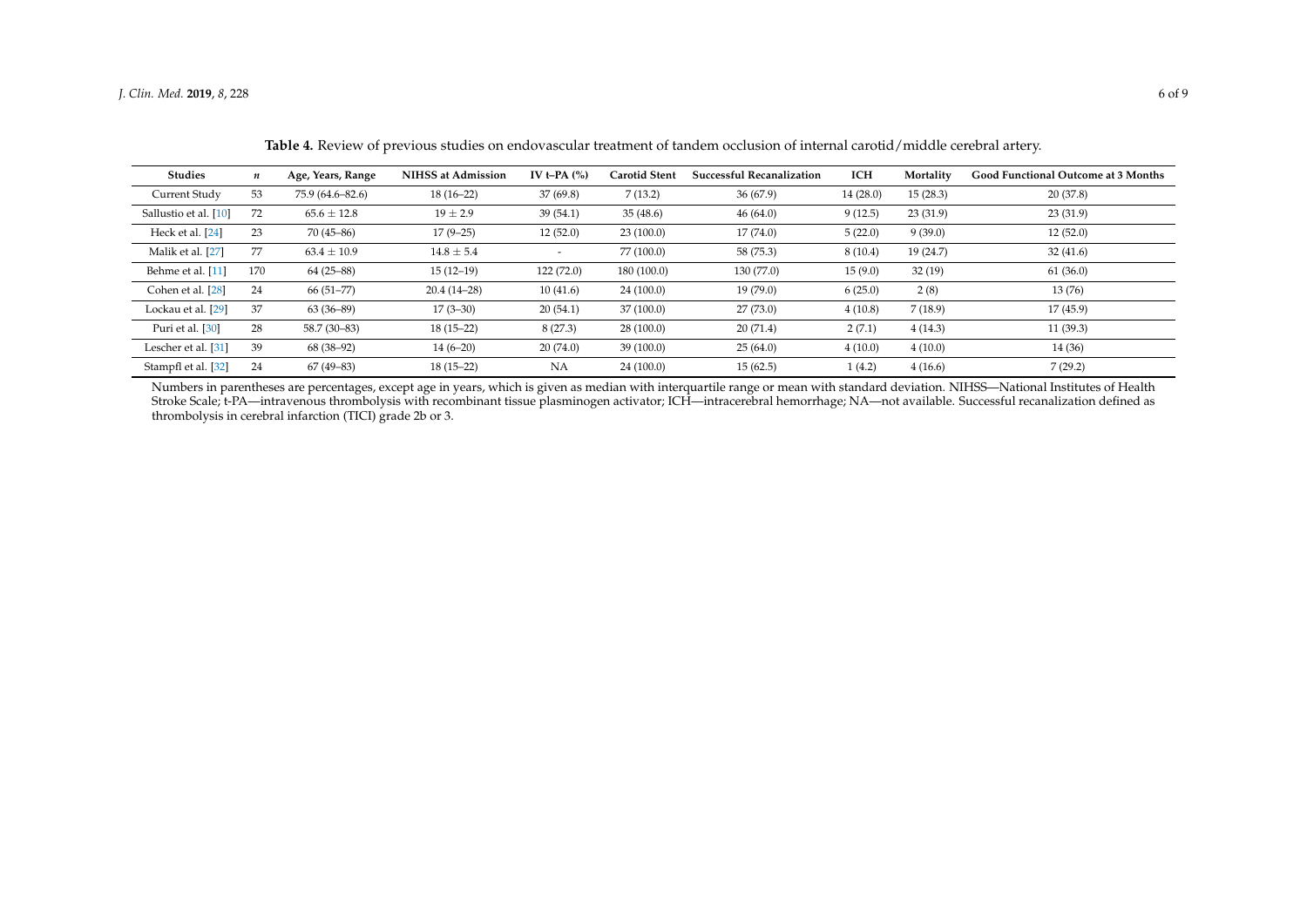**Table 4.** Review of previous studies on endovascular treatment of tandem occlusion of internal carotid/middle cerebral artery.

| Studies | *n* | Age, Years, Range | NIHSS at Admission | IV t–PA (%) | Carotid Stent | Successful Recanalization | ICH | Mortality | Good Functional Outcome at 3 Months |
|---|---|---|---|---|---|---|---|---|---|
| Current Study | 53 | 75.9 (64.6–82.6) | 18 (16–22) | 37 (69.8) | 7 (13.2) | 36 (67.9) | 14 (28.0) | 15 (28.3) | 20 (37.8) |
| Sallustio et al. [10] | 72 | 65.6 ± 12.8 | 19 ± 2.9 | 39 (54.1) | 35 (48.6) | 46 (64.0) | 9 (12.5) | 23 (31.9) | 23 (31.9) |
| Heck et al. [24] | 23 | 70 (45–86) | 17 (9–25) | 12 (52.0) | 23 (100.0) | 17 (74.0) | 5 (22.0) | 9 (39.0) | 12 (52.0) |
| Malik et al. [27] | 77 | 63.4 ± 10.9 | 14.8 ± 5.4 | - | 77 (100.0) | 58 (75.3) | 8 (10.4) | 19 (24.7) | 32 (41.6) |
| Behme et al. [11] | 170 | 64 (25–88) | 15 (12–19) | 122 (72.0) | 180 (100.0) | 130 (77.0) | 15 (9.0) | 32 (19) | 61 (36.0) |
| Cohen et al. [28] | 24 | 66 (51–77) | 20.4 (14–28) | 10 (41.6) | 24 (100.0) | 19 (79.0) | 6 (25.0) | 2 (8) | 13 (76) |
| Lockau et al. [29] | 37 | 63 (36–89) | 17 (3–30) | 20 (54.1) | 37 (100.0) | 27 (73.0) | 4 (10.8) | 7 (18.9) | 17 (45.9) |
| Puri et al. [30] | 28 | 58.7 (30–83) | 18 (15–22) | 8 (27.3) | 28 (100.0) | 20 (71.4) | 2 (7.1) | 4 (14.3) | 11 (39.3) |
| Lescher et al. [31] | 39 | 68 (38–92) | 14 (6–20) | 20 (74.0) | 39 (100.0) | 25 (64.0) | 4 (10.0) | 4 (10.0) | 14 (36) |
| Stampfl et al. [32] | 24 | 67 (49–83) | 18 (15–22) | NA | 24 (100.0) | 15 (62.5) | 1 (4.2) | 4 (16.6) | 7 (29.2) |

Numbers in parentheses are percentages, except age in years, which is given as median with interquartile range or mean with standard deviation. NIHSS—National Institutes of Health Stroke Scale; t-PA—intravenous thrombolysis with recombinant tissue plasminogen activator; ICH—intracerebral hemorrhage; NA—not available. Successful recanalization defined as thrombolysis in cerebral infarction (TICI) grade 2b or 3.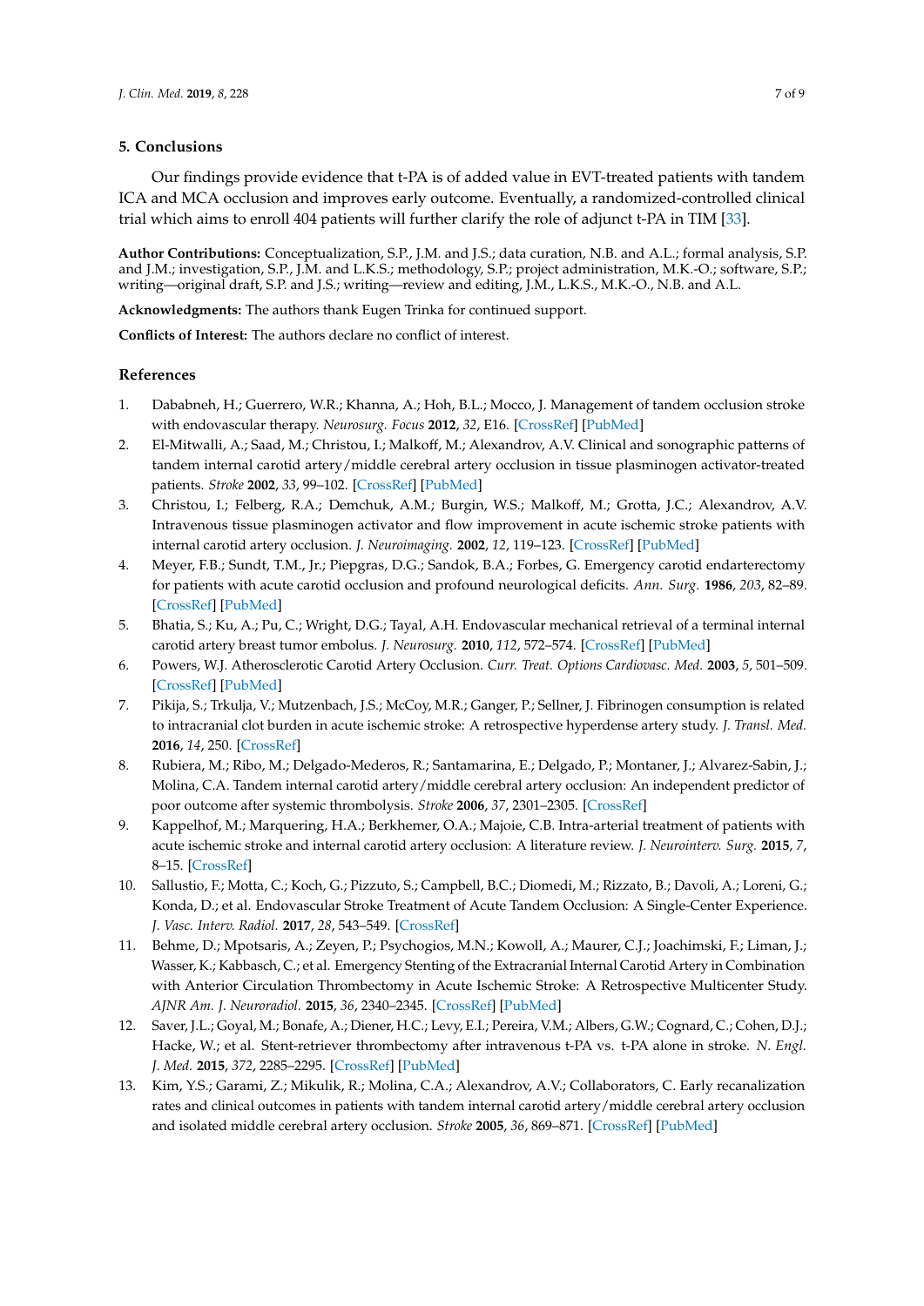## 5. Conclusions

Our findings provide evidence that t-PA is of added value in EVT-treated patients with tandem ICA and MCA occlusion and improves early outcome. Eventually, a randomized-controlled clinical trial which aims to enroll 404 patients will further clarify the role of adjunct t-PA in TIM [33].

**Author Contributions:** Conceptualization, S.P., J.M. and J.S.; data curation, N.B. and A.L.; formal analysis, S.P. and J.M.; investigation, S.P., J.M. and L.K.S.; methodology, S.P.; project administration, M.K.-O.; software, S.P.; writing—original draft, S.P. and J.S.; writing—review and editing, J.M., L.K.S., M.K.-O., N.B. and A.L.

**Acknowledgments:** The authors thank Eugen Trinka for continued support.

**Conflicts of Interest:** The authors declare no conflict of interest.

## References

1. Dababneh, H.; Guerrero, W.R.; Khanna, A.; Hoh, B.L.; Mocco, J. Management of tandem occlusion stroke with endovascular therapy. *Neurosurg. Focus* **2012**, *32*, E16. [CrossRef] [PubMed]
2. El-Mitwalli, A.; Saad, M.; Christou, I.; Malkoff, M.; Alexandrov, A.V. Clinical and sonographic patterns of tandem internal carotid artery/middle cerebral artery occlusion in tissue plasminogen activator-treated patients. *Stroke* **2002**, *33*, 99–102. [CrossRef] [PubMed]
3. Christou, I.; Felberg, R.A.; Demchuk, A.M.; Burgin, W.S.; Malkoff, M.; Grotta, J.C.; Alexandrov, A.V. Intravenous tissue plasminogen activator and flow improvement in acute ischemic stroke patients with internal carotid artery occlusion. *J. Neuroimaging.* **2002**, *12*, 119–123. [CrossRef] [PubMed]
4. Meyer, F.B.; Sundt, T.M., Jr.; Piepgras, D.G.; Sandok, B.A.; Forbes, G. Emergency carotid endarterectomy for patients with acute carotid occlusion and profound neurological deficits. *Ann. Surg.* **1986**, *203*, 82–89. [CrossRef] [PubMed]
5. Bhatia, S.; Ku, A.; Pu, C.; Wright, D.G.; Tayal, A.H. Endovascular mechanical retrieval of a terminal internal carotid artery breast tumor embolus. *J. Neurosurg.* **2010**, *112*, 572–574. [CrossRef] [PubMed]
6. Powers, W.J. Atherosclerotic Carotid Artery Occlusion. *Curr. Treat. Options Cardiovasc. Med.* **2003**, *5*, 501–509. [CrossRef] [PubMed]
7. Pikija, S.; Trkulja, V.; Mutzenbach, J.S.; McCoy, M.R.; Ganger, P.; Sellner, J. Fibrinogen consumption is related to intracranial clot burden in acute ischemic stroke: A retrospective hyperdense artery study. *J. Transl. Med.* **2016**, *14*, 250. [CrossRef]
8. Rubiera, M.; Ribo, M.; Delgado-Mederos, R.; Santamarina, E.; Delgado, P.; Montaner, J.; Alvarez-Sabin, J.; Molina, C.A. Tandem internal carotid artery/middle cerebral artery occlusion: An independent predictor of poor outcome after systemic thrombolysis. *Stroke* **2006**, *37*, 2301–2305. [CrossRef]
9. Kappelhof, M.; Marquering, H.A.; Berkhemer, O.A.; Majoie, C.B. Intra-arterial treatment of patients with acute ischemic stroke and internal carotid artery occlusion: A literature review. *J. Neurointerv. Surg.* **2015**, *7*, 8–15. [CrossRef]
10. Sallustio, F.; Motta, C.; Koch, G.; Pizzuto, S.; Campbell, B.C.; Diomedi, M.; Rizzato, B.; Davoli, A.; Loreni, G.; Konda, D.; et al. Endovascular Stroke Treatment of Acute Tandem Occlusion: A Single-Center Experience. *J. Vasc. Interv. Radiol.* **2017**, *28*, 543–549. [CrossRef]
11. Behme, D.; Mpotsaris, A.; Zeyen, P.; Psychogios, M.N.; Kowoll, A.; Maurer, C.J.; Joachimski, F.; Liman, J.; Wasser, K.; Kabbasch, C.; et al. Emergency Stenting of the Extracranial Internal Carotid Artery in Combination with Anterior Circulation Thrombectomy in Acute Ischemic Stroke: A Retrospective Multicenter Study. *AJNR Am. J. Neuroradiol.* **2015**, *36*, 2340–2345. [CrossRef] [PubMed]
12. Saver, J.L.; Goyal, M.; Bonafe, A.; Diener, H.C.; Levy, E.I.; Pereira, V.M.; Albers, G.W.; Cognard, C.; Cohen, D.J.; Hacke, W.; et al. Stent-retriever thrombectomy after intravenous t-PA vs. t-PA alone in stroke. *N. Engl. J. Med.* **2015**, *372*, 2285–2295. [CrossRef] [PubMed]
13. Kim, Y.S.; Garami, Z.; Mikulik, R.; Molina, C.A.; Alexandrov, A.V.; Collaborators, C. Early recanalization rates and clinical outcomes in patients with tandem internal carotid artery/middle cerebral artery occlusion and isolated middle cerebral artery occlusion. *Stroke* **2005**, *36*, 869–871. [CrossRef] [PubMed]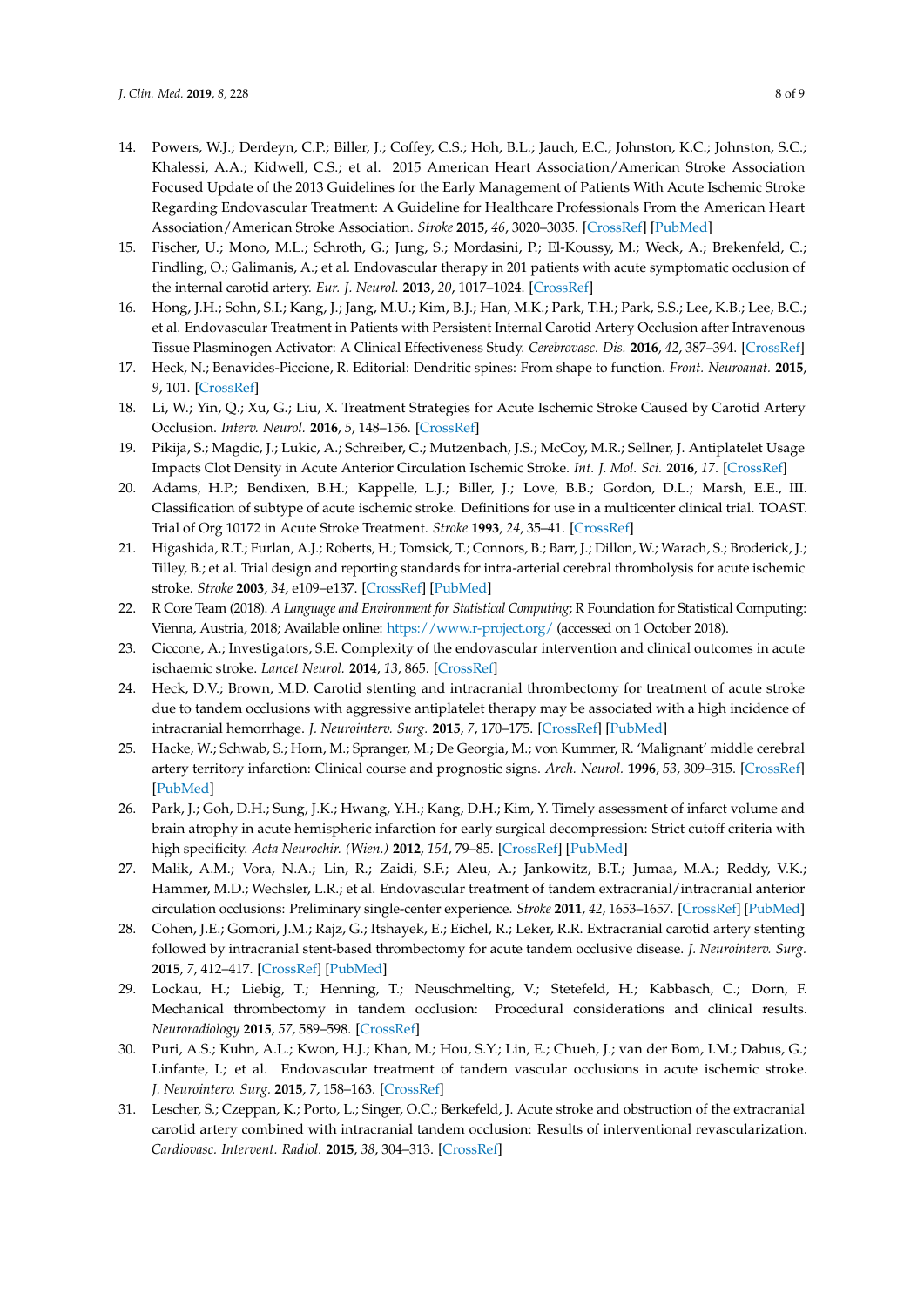14. Powers, W.J.; Derdeyn, C.P.; Biller, J.; Coffey, C.S.; Hoh, B.L.; Jauch, E.C.; Johnston, K.C.; Johnston, S.C.; Khalessi, A.A.; Kidwell, C.S.; et al. 2015 American Heart Association/American Stroke Association Focused Update of the 2013 Guidelines for the Early Management of Patients With Acute Ischemic Stroke Regarding Endovascular Treatment: A Guideline for Healthcare Professionals From the American Heart Association/American Stroke Association. *Stroke* **2015**, *46*, 3020–3035. [CrossRef] [PubMed]
15. Fischer, U.; Mono, M.L.; Schroth, G.; Jung, S.; Mordasini, P.; El-Koussy, M.; Weck, A.; Brekenfeld, C.; Findling, O.; Galimanis, A.; et al. Endovascular therapy in 201 patients with acute symptomatic occlusion of the internal carotid artery. *Eur. J. Neurol.* **2013**, *20*, 1017–1024. [CrossRef]
16. Hong, J.H.; Sohn, S.I.; Kang, J.; Jang, M.U.; Kim, B.J.; Han, M.K.; Park, T.H.; Park, S.S.; Lee, K.B.; Lee, B.C.; et al. Endovascular Treatment in Patients with Persistent Internal Carotid Artery Occlusion after Intravenous Tissue Plasminogen Activator: A Clinical Effectiveness Study. *Cerebrovasc. Dis.* **2016**, *42*, 387–394. [CrossRef]
17. Heck, N.; Benavides-Piccione, R. Editorial: Dendritic spines: From shape to function. *Front. Neuroanat.* **2015**, *9*, 101. [CrossRef]
18. Li, W.; Yin, Q.; Xu, G.; Liu, X. Treatment Strategies for Acute Ischemic Stroke Caused by Carotid Artery Occlusion. *Interv. Neurol.* **2016**, *5*, 148–156. [CrossRef]
19. Pikija, S.; Magdic, J.; Lukic, A.; Schreiber, C.; Mutzenbach, J.S.; McCoy, M.R.; Sellner, J. Antiplatelet Usage Impacts Clot Density in Acute Anterior Circulation Ischemic Stroke. *Int. J. Mol. Sci.* **2016**, *17*. [CrossRef]
20. Adams, H.P.; Bendixen, B.H.; Kappelle, L.J.; Biller, J.; Love, B.B.; Gordon, D.L.; Marsh, E.E., III. Classification of subtype of acute ischemic stroke. Definitions for use in a multicenter clinical trial. TOAST. Trial of Org 10172 in Acute Stroke Treatment. *Stroke* **1993**, *24*, 35–41. [CrossRef]
21. Higashida, R.T.; Furlan, A.J.; Roberts, H.; Tomsick, T.; Connors, B.; Barr, J.; Dillon, W.; Warach, S.; Broderick, J.; Tilley, B.; et al. Trial design and reporting standards for intra-arterial cerebral thrombolysis for acute ischemic stroke. *Stroke* **2003**, *34*, e109–e137. [CrossRef] [PubMed]
22. R Core Team (2018). *A Language and Environment for Statistical Computing*; R Foundation for Statistical Computing: Vienna, Austria, 2018; Available online: https://www.r-project.org/ (accessed on 1 October 2018).
23. Ciccone, A.; Investigators, S.E. Complexity of the endovascular intervention and clinical outcomes in acute ischaemic stroke. *Lancet Neurol.* **2014**, *13*, 865. [CrossRef]
24. Heck, D.V.; Brown, M.D. Carotid stenting and intracranial thrombectomy for treatment of acute stroke due to tandem occlusions with aggressive antiplatelet therapy may be associated with a high incidence of intracranial hemorrhage. *J. Neurointerv. Surg.* **2015**, *7*, 170–175. [CrossRef] [PubMed]
25. Hacke, W.; Schwab, S.; Horn, M.; Spranger, M.; De Georgia, M.; von Kummer, R. 'Malignant' middle cerebral artery territory infarction: Clinical course and prognostic signs. *Arch. Neurol.* **1996**, *53*, 309–315. [CrossRef] [PubMed]
26. Park, J.; Goh, D.H.; Sung, J.K.; Hwang, Y.H.; Kang, D.H.; Kim, Y. Timely assessment of infarct volume and brain atrophy in acute hemispheric infarction for early surgical decompression: Strict cutoff criteria with high specificity. *Acta Neurochir. (Wien.)* **2012**, *154*, 79–85. [CrossRef] [PubMed]
27. Malik, A.M.; Vora, N.A.; Lin, R.; Zaidi, S.F.; Aleu, A.; Jankowitz, B.T.; Jumaa, M.A.; Reddy, V.K.; Hammer, M.D.; Wechsler, L.R.; et al. Endovascular treatment of tandem extracranial/intracranial anterior circulation occlusions: Preliminary single-center experience. *Stroke* **2011**, *42*, 1653–1657. [CrossRef] [PubMed]
28. Cohen, J.E.; Gomori, J.M.; Rajz, G.; Itshayek, E.; Eichel, R.; Leker, R.R. Extracranial carotid artery stenting followed by intracranial stent-based thrombectomy for acute tandem occlusive disease. *J. Neurointerv. Surg.* **2015**, *7*, 412–417. [CrossRef] [PubMed]
29. Lockau, H.; Liebig, T.; Henning, T.; Neuschmelting, V.; Stetefeld, H.; Kabbasch, C.; Dorn, F. Mechanical thrombectomy in tandem occlusion: Procedural considerations and clinical results. *Neuroradiology* **2015**, *57*, 589–598. [CrossRef]
30. Puri, A.S.; Kuhn, A.L.; Kwon, H.J.; Khan, M.; Hou, S.Y.; Lin, E.; Chueh, J.; van der Bom, I.M.; Dabus, G.; Linfante, I.; et al. Endovascular treatment of tandem vascular occlusions in acute ischemic stroke. *J. Neurointerv. Surg.* **2015**, *7*, 158–163. [CrossRef]
31. Lescher, S.; Czeppan, K.; Porto, L.; Singer, O.C.; Berkefeld, J. Acute stroke and obstruction of the extracranial carotid artery combined with intracranial tandem occlusion: Results of interventional revascularization. *Cardiovasc. Intervent. Radiol.* **2015**, *38*, 304–313. [CrossRef]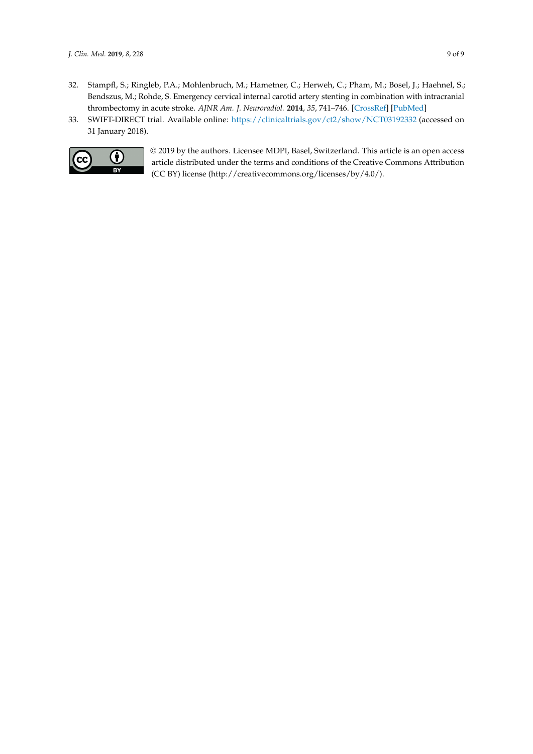32. Stampfl, S.; Ringleb, P.A.; Mohlenbruch, M.; Hametner, C.; Herweh, C.; Pham, M.; Bosel, J.; Haehnel, S.; Bendszus, M.; Rohde, S. Emergency cervical internal carotid artery stenting in combination with intracranial thrombectomy in acute stroke. *AJNR Am. J. Neuroradiol.* **2014**, *35*, 741–746. [CrossRef] [PubMed]
33. SWIFT-DIRECT trial. Available online: https://clinicaltrials.gov/ct2/show/NCT03192332 (accessed on 31 January 2018).

© 2019 by the authors. Licensee MDPI, Basel, Switzerland. This article is an open access article distributed under the terms and conditions of the Creative Commons Attribution (CC BY) license (http://creativecommons.org/licenses/by/4.0/).